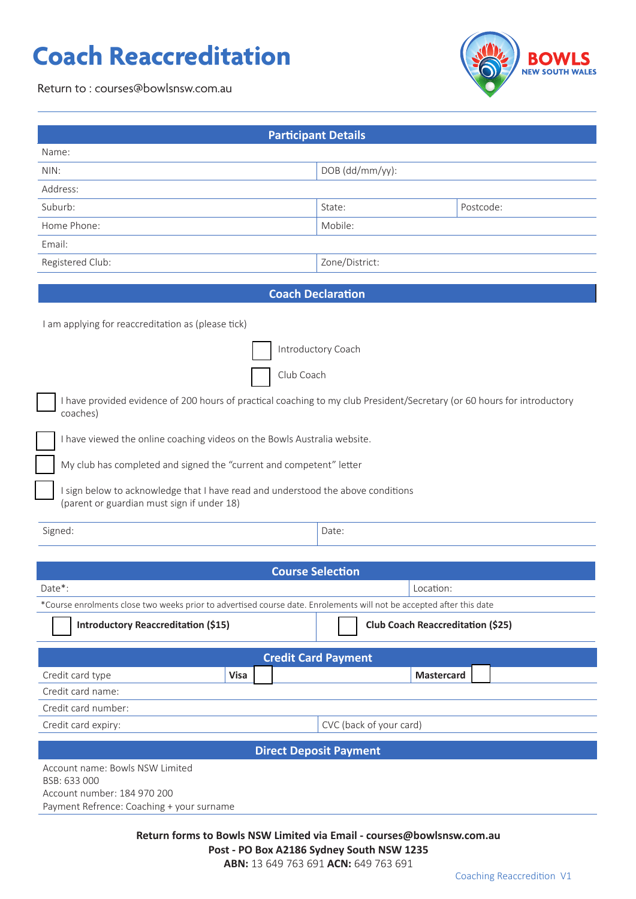# Coach Reaccreditation

Return to : courses@bowlsnsw.com.au

BOWLS NEW SOUTH WALES

## Participant Details

| | | |
|---|---|---|
| Name: | | |
| NIN: | DOB (dd/mm/yy): | |
| Address: | | |
| Suburb: | State: | Postcode: |
| Home Phone: | Mobile: | |
| Email: | | |
| Registered Club: | Zone/District: | |

## Coach Declaration

I am applying for reaccreditation as (please tick)

- [ ] Introductory Coach
- [ ] Club Coach

- [ ] I have provided evidence of 200 hours of practical coaching to my club President/Secretary (or 60 hours for introductory coaches)
- [ ] I have viewed the online coaching videos on the Bowls Australia website.
- [ ] My club has completed and signed the "current and competent" letter
- [ ] I sign below to acknowledge that I have read and understood the above conditions (parent or guardian must sign if under 18)

| | |
|---|---|
| Signed: | Date: |

## Course Selection

| | |
|---|---|
| Date*: | Location: |

*Course enrolments close two weeks prior to advertised course date. Enrolements will not be accepted after this date

- [ ] **Introductory Reaccreditation ($15)**
- [ ] **Club Coach Reaccreditation ($25)**

## Credit Card Payment

| | | |
|---|---|---|
| Credit card type | **Visa** ☐ | **Mastercard** ☐ |
| Credit card name: | | |
| Credit card number: | | |
| Credit card expiry: | CVC (back of your card) | |

## Direct Deposit Payment

Account name: Bowls NSW Limited
BSB: 633 000
Account number: 184 970 200
Payment Refrence: Coaching + your surname

**Return forms to Bowls NSW Limited via Email - courses@bowlsnsw.com.au**
**Post - PO Box A2186 Sydney South NSW 1235**
**ABN:** 13 649 763 691 **ACN:** 649 763 691

Coaching Reaccredition V1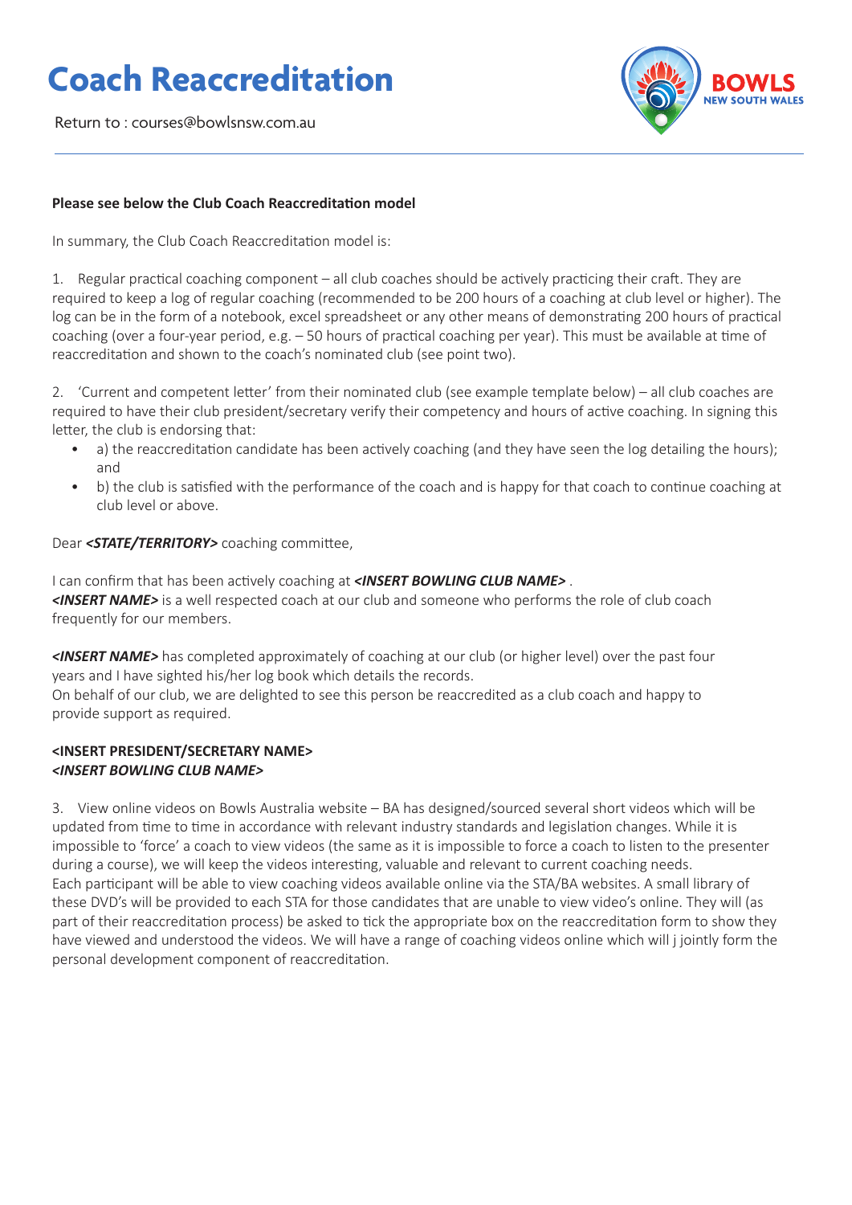# Coach Reaccreditation

Return to : courses@bowlsnsw.com.au

BOWLS NEW SOUTH WALES

**Please see below the Club Coach Reaccreditation model**

In summary, the Club Coach Reaccreditation model is:

1. Regular practical coaching component – all club coaches should be actively practicing their craft. They are required to keep a log of regular coaching (recommended to be 200 hours of a coaching at club level or higher). The log can be in the form of a notebook, excel spreadsheet or any other means of demonstrating 200 hours of practical coaching (over a four-year period, e.g. – 50 hours of practical coaching per year). This must be available at time of reaccreditation and shown to the coach's nominated club (see point two).

2. 'Current and competent letter' from their nominated club (see example template below) – all club coaches are required to have their club president/secretary verify their competency and hours of active coaching. In signing this letter, the club is endorsing that:
   - a) the reaccreditation candidate has been actively coaching (and they have seen the log detailing the hours); and
   - b) the club is satisfied with the performance of the coach and is happy for that coach to continue coaching at club level or above.

Dear ***<STATE/TERRITORY>*** coaching committee,

I can confirm that has been actively coaching at ***<INSERT BOWLING CLUB NAME>*** .
***<INSERT NAME>*** is a well respected coach at our club and someone who performs the role of club coach frequently for our members.

***<INSERT NAME>*** has completed approximately of coaching at our club (or higher level) over the past four years and I have sighted his/her log book which details the records.
On behalf of our club, we are delighted to see this person be reaccredited as a club coach and happy to provide support as required.

**<INSERT PRESIDENT/SECRETARY NAME>**
***<INSERT BOWLING CLUB NAME>***

3. View online videos on Bowls Australia website – BA has designed/sourced several short videos which will be updated from time to time in accordance with relevant industry standards and legislation changes. While it is impossible to 'force' a coach to view videos (the same as it is impossible to force a coach to listen to the presenter during a course), we will keep the videos interesting, valuable and relevant to current coaching needs.
Each participant will be able to view coaching videos available online via the STA/BA websites. A small library of these DVD's will be provided to each STA for those candidates that are unable to view video's online. They will (as part of their reaccreditation process) be asked to tick the appropriate box on the reaccreditation form to show they have viewed and understood the videos. We will have a range of coaching videos online which will j jointly form the personal development component of reaccreditation.